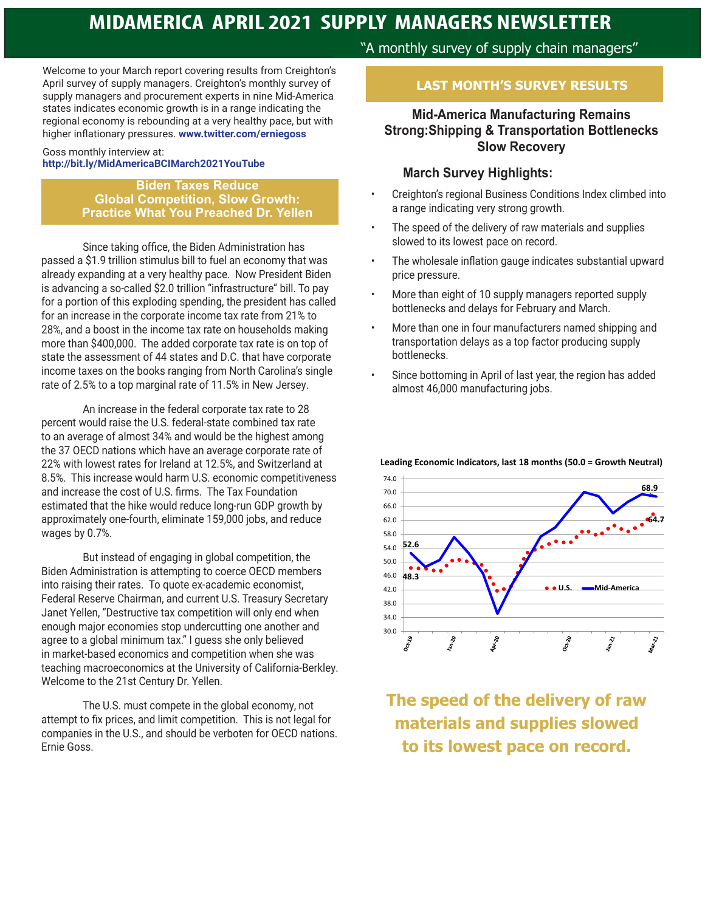# MIDAMERICA APRIL 2021 SUPPLY MANAGERS NEWSLETTER

"A monthly survey of supply chain managers"

Welcome to your March report covering results from Creighton's April survey of supply managers. Creighton's monthly survey of supply managers and procurement experts in nine Mid-America states indicates economic growth is in a range indicating the regional economy is rebounding at a very healthy pace, but with higher inflationary pressures. **www.twitter.com/erniegoss**

Goss monthly interview at:
**http://bit.ly/MidAmericaBCIMarch2021YouTube**

## Biden Taxes Reduce Global Competition, Slow Growth: Practice What You Preached Dr. Yellen

Since taking office, the Biden Administration has passed a $1.9 trillion stimulus bill to fuel an economy that was already expanding at a very healthy pace. Now President Biden is advancing a so-called $2.0 trillion "infrastructure" bill. To pay for a portion of this exploding spending, the president has called for an increase in the corporate income tax rate from 21% to 28%, and a boost in the income tax rate on households making more than $400,000. The added corporate tax rate is on top of state the assessment of 44 states and D.C. that have corporate income taxes on the books ranging from North Carolina's single rate of 2.5% to a top marginal rate of 11.5% in New Jersey.

An increase in the federal corporate tax rate to 28 percent would raise the U.S. federal-state combined tax rate to an average of almost 34% and would be the highest among the 37 OECD nations which have an average corporate rate of 22% with lowest rates for Ireland at 12.5%, and Switzerland at 8.5%. This increase would harm U.S. economic competitiveness and increase the cost of U.S. firms. The Tax Foundation estimated that the hike would reduce long-run GDP growth by approximately one-fourth, eliminate 159,000 jobs, and reduce wages by 0.7%.

But instead of engaging in global competition, the Biden Administration is attempting to coerce OECD members into raising their rates. To quote ex-academic economist, Federal Reserve Chairman, and current U.S. Treasury Secretary Janet Yellen, "Destructive tax competition will only end when enough major economies stop undercutting one another and agree to a global minimum tax." I guess she only believed in market-based economics and competition when she was teaching macroeconomics at the University of California-Berkley. Welcome to the 21st Century Dr. Yellen.

The U.S. must compete in the global economy, not attempt to fix prices, and limit competition. This is not legal for companies in the U.S., and should be verboten for OECD nations. Ernie Goss.

## LAST MONTH'S SURVEY RESULTS

### Mid-America Manufacturing Remains Strong:Shipping & Transportation Bottlenecks Slow Recovery

### March Survey Highlights:

- Creighton's regional Business Conditions Index climbed into a range indicating very strong growth.
- The speed of the delivery of raw materials and supplies slowed to its lowest pace on record.
- The wholesale inflation gauge indicates substantial upward price pressure.
- More than eight of 10 supply managers reported supply bottlenecks and delays for February and March.
- More than one in four manufacturers named shipping and transportation delays as a top factor producing supply bottlenecks.
- Since bottoming in April of last year, the region has added almost 46,000 manufacturing jobs.

**Leading Economic Indicators, last 18 months (50.0 = Growth Neutral)**

(Chart: U.S. vs. Mid-America, Oct-19 to Mar-21. Mid-America: 52.6 (Oct-19) to 68.9 (Mar-21); U.S.: 48.3 (Oct-19) to 64.7 (Mar-21).)

**The speed of the delivery of raw materials and supplies slowed to its lowest pace on record.**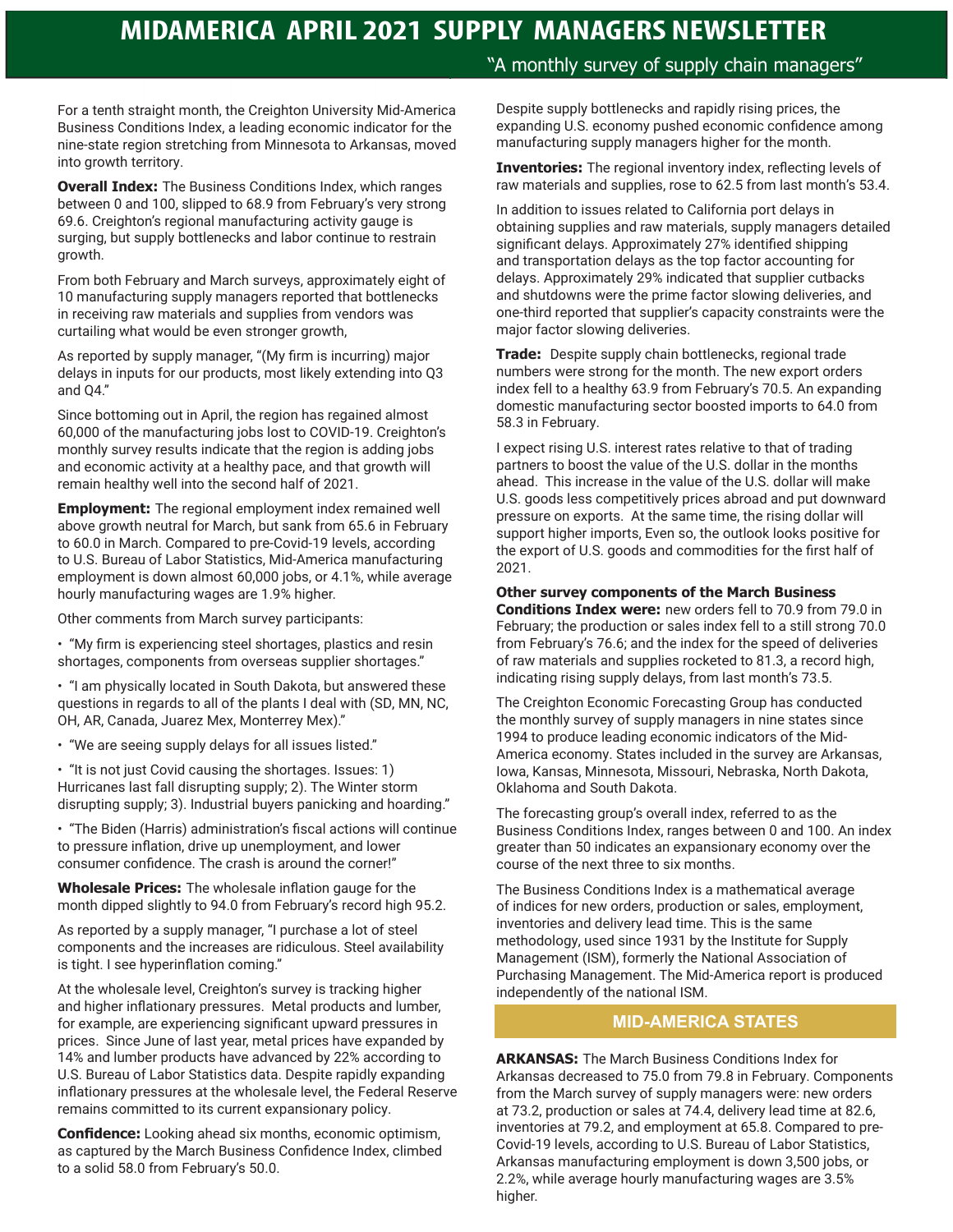# MIDAMERICA APRIL 2021 SUPPLY MANAGERS NEWSLETTER

"A monthly survey of supply chain managers"

For a tenth straight month, the Creighton University Mid-America Business Conditions Index, a leading economic indicator for the nine-state region stretching from Minnesota to Arkansas, moved into growth territory.

**Overall Index:** The Business Conditions Index, which ranges between 0 and 100, slipped to 68.9 from February's very strong 69.6. Creighton's regional manufacturing activity gauge is surging, but supply bottlenecks and labor continue to restrain growth.

From both February and March surveys, approximately eight of 10 manufacturing supply managers reported that bottlenecks in receiving raw materials and supplies from vendors was curtailing what would be even stronger growth,

As reported by supply manager, "(My firm is incurring) major delays in inputs for our products, most likely extending into Q3 and Q4."

Since bottoming out in April, the region has regained almost 60,000 of the manufacturing jobs lost to COVID-19. Creighton's monthly survey results indicate that the region is adding jobs and economic activity at a healthy pace, and that growth will remain healthy well into the second half of 2021.

**Employment:** The regional employment index remained well above growth neutral for March, but sank from 65.6 in February to 60.0 in March. Compared to pre-Covid-19 levels, according to U.S. Bureau of Labor Statistics, Mid-America manufacturing employment is down almost 60,000 jobs, or 4.1%, while average hourly manufacturing wages are 1.9% higher.

Other comments from March survey participants:

- "My firm is experiencing steel shortages, plastics and resin shortages, components from overseas supplier shortages."
- "I am physically located in South Dakota, but answered these questions in regards to all of the plants I deal with (SD, MN, NC, OH, AR, Canada, Juarez Mex, Monterrey Mex)."
- "We are seeing supply delays for all issues listed."
- "It is not just Covid causing the shortages. Issues: 1) Hurricanes last fall disrupting supply; 2). The Winter storm disrupting supply; 3). Industrial buyers panicking and hoarding."
- "The Biden (Harris) administration's fiscal actions will continue to pressure inflation, drive up unemployment, and lower consumer confidence. The crash is around the corner!"

**Wholesale Prices:** The wholesale inflation gauge for the month dipped slightly to 94.0 from February's record high 95.2.

As reported by a supply manager, "I purchase a lot of steel components and the increases are ridiculous. Steel availability is tight. I see hyperinflation coming."

At the wholesale level, Creighton's survey is tracking higher and higher inflationary pressures. Metal products and lumber, for example, are experiencing significant upward pressures in prices. Since June of last year, metal prices have expanded by 14% and lumber products have advanced by 22% according to U.S. Bureau of Labor Statistics data. Despite rapidly expanding inflationary pressures at the wholesale level, the Federal Reserve remains committed to its current expansionary policy.

**Confidence:** Looking ahead six months, economic optimism, as captured by the March Business Confidence Index, climbed to a solid 58.0 from February's 50.0.

Despite supply bottlenecks and rapidly rising prices, the expanding U.S. economy pushed economic confidence among manufacturing supply managers higher for the month.

**Inventories:** The regional inventory index, reflecting levels of raw materials and supplies, rose to 62.5 from last month's 53.4.

In addition to issues related to California port delays in obtaining supplies and raw materials, supply managers detailed significant delays. Approximately 27% identified shipping and transportation delays as the top factor accounting for delays. Approximately 29% indicated that supplier cutbacks and shutdowns were the prime factor slowing deliveries, and one-third reported that supplier's capacity constraints were the major factor slowing deliveries.

**Trade:** Despite supply chain bottlenecks, regional trade numbers were strong for the month. The new export orders index fell to a healthy 63.9 from February's 70.5. An expanding domestic manufacturing sector boosted imports to 64.0 from 58.3 in February.

I expect rising U.S. interest rates relative to that of trading partners to boost the value of the U.S. dollar in the months ahead. This increase in the value of the U.S. dollar will make U.S. goods less competitively prices abroad and put downward pressure on exports. At the same time, the rising dollar will support higher imports, Even so, the outlook looks positive for the export of U.S. goods and commodities for the first half of 2021.

**Other survey components of the March Business Conditions Index were:** new orders fell to 70.9 from 79.0 in February; the production or sales index fell to a still strong 70.0 from February's 76.6; and the index for the speed of deliveries of raw materials and supplies rocketed to 81.3, a record high, indicating rising supply delays, from last month's 73.5.

The Creighton Economic Forecasting Group has conducted the monthly survey of supply managers in nine states since 1994 to produce leading economic indicators of the Mid-America economy. States included in the survey are Arkansas, Iowa, Kansas, Minnesota, Missouri, Nebraska, North Dakota, Oklahoma and South Dakota.

The forecasting group's overall index, referred to as the Business Conditions Index, ranges between 0 and 100. An index greater than 50 indicates an expansionary economy over the course of the next three to six months.

The Business Conditions Index is a mathematical average of indices for new orders, production or sales, employment, inventories and delivery lead time. This is the same methodology, used since 1931 by the Institute for Supply Management (ISM), formerly the National Association of Purchasing Management. The Mid-America report is produced independently of the national ISM.

## MID-AMERICA STATES

**ARKANSAS:** The March Business Conditions Index for Arkansas decreased to 75.0 from 79.8 in February. Components from the March survey of supply managers were: new orders at 73.2, production or sales at 74.4, delivery lead time at 82.6, inventories at 79.2, and employment at 65.8. Compared to pre-Covid-19 levels, according to U.S. Bureau of Labor Statistics, Arkansas manufacturing employment is down 3,500 jobs, or 2.2%, while average hourly manufacturing wages are 3.5% higher.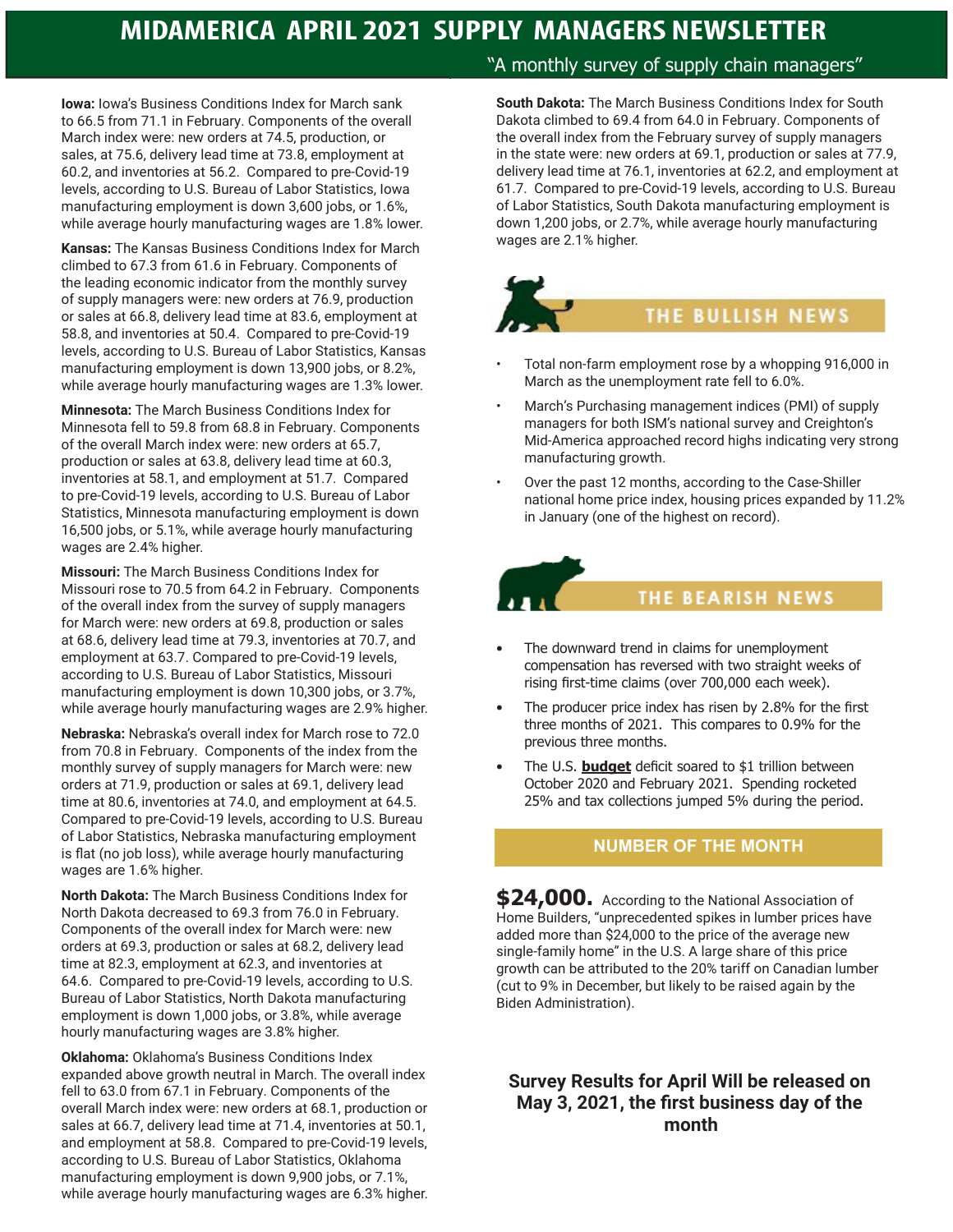# MIDAMERICA APRIL 2021 SUPPLY MANAGERS NEWSLETTER

"A monthly survey of supply chain managers"

**Iowa:** Iowa's Business Conditions Index for March sank to 66.5 from 71.1 in February. Components of the overall March index were: new orders at 74.5, production, or sales, at 75.6, delivery lead time at 73.8, employment at 60.2, and inventories at 56.2. Compared to pre-Covid-19 levels, according to U.S. Bureau of Labor Statistics, Iowa manufacturing employment is down 3,600 jobs, or 1.6%, while average hourly manufacturing wages are 1.8% lower.

**Kansas:** The Kansas Business Conditions Index for March climbed to 67.3 from 61.6 in February. Components of the leading economic indicator from the monthly survey of supply managers were: new orders at 76.9, production or sales at 66.8, delivery lead time at 83.6, employment at 58.8, and inventories at 50.4. Compared to pre-Covid-19 levels, according to U.S. Bureau of Labor Statistics, Kansas manufacturing employment is down 13,900 jobs, or 8.2%, while average hourly manufacturing wages are 1.3% lower.

**Minnesota:** The March Business Conditions Index for Minnesota fell to 59.8 from 68.8 in February. Components of the overall March index were: new orders at 65.7, production or sales at 63.8, delivery lead time at 60.3, inventories at 58.1, and employment at 51.7. Compared to pre-Covid-19 levels, according to U.S. Bureau of Labor Statistics, Minnesota manufacturing employment is down 16,500 jobs, or 5.1%, while average hourly manufacturing wages are 2.4% higher.

**Missouri:** The March Business Conditions Index for Missouri rose to 70.5 from 64.2 in February. Components of the overall index from the survey of supply managers for March were: new orders at 69.8, production or sales at 68.6, delivery lead time at 79.3, inventories at 70.7, and employment at 63.7. Compared to pre-Covid-19 levels, according to U.S. Bureau of Labor Statistics, Missouri manufacturing employment is down 10,300 jobs, or 3.7%, while average hourly manufacturing wages are 2.9% higher.

**Nebraska:** Nebraska's overall index for March rose to 72.0 from 70.8 in February. Components of the index from the monthly survey of supply managers for March were: new orders at 71.9, production or sales at 69.1, delivery lead time at 80.6, inventories at 74.0, and employment at 64.5. Compared to pre-Covid-19 levels, according to U.S. Bureau of Labor Statistics, Nebraska manufacturing employment is flat (no job loss), while average hourly manufacturing wages are 1.6% higher.

**North Dakota:** The March Business Conditions Index for North Dakota decreased to 69.3 from 76.0 in February. Components of the overall index for March were: new orders at 69.3, production or sales at 68.2, delivery lead time at 82.3, employment at 62.3, and inventories at 64.6. Compared to pre-Covid-19 levels, according to U.S. Bureau of Labor Statistics, North Dakota manufacturing employment is down 1,000 jobs, or 3.8%, while average hourly manufacturing wages are 3.8% higher.

**Oklahoma:** Oklahoma's Business Conditions Index expanded above growth neutral in March. The overall index fell to 63.0 from 67.1 in February. Components of the overall March index were: new orders at 68.1, production or sales at 66.7, delivery lead time at 71.4, inventories at 50.1, and employment at 58.8. Compared to pre-Covid-19 levels, according to U.S. Bureau of Labor Statistics, Oklahoma manufacturing employment is down 9,900 jobs, or 7.1%, while average hourly manufacturing wages are 6.3% higher.

**South Dakota:** The March Business Conditions Index for South Dakota climbed to 69.4 from 64.0 in February. Components of the overall index from the February survey of supply managers in the state were: new orders at 69.1, production or sales at 77.9, delivery lead time at 76.1, inventories at 62.2, and employment at 61.7. Compared to pre-Covid-19 levels, according to U.S. Bureau of Labor Statistics, South Dakota manufacturing employment is down 1,200 jobs, or 2.7%, while average hourly manufacturing wages are 2.1% higher.

## THE BULLISH NEWS

- Total non-farm employment rose by a whopping 916,000 in March as the unemployment rate fell to 6.0%.
- March's Purchasing management indices (PMI) of supply managers for both ISM's national survey and Creighton's Mid-America approached record highs indicating very strong manufacturing growth.
- Over the past 12 months, according to the Case-Shiller national home price index, housing prices expanded by 11.2% in January (one of the highest on record).

## THE BEARISH NEWS

- The downward trend in claims for unemployment compensation has reversed with two straight weeks of rising first-time claims (over 700,000 each week).
- The producer price index has risen by 2.8% for the first three months of 2021. This compares to 0.9% for the previous three months.
- The U.S. **budget** deficit soared to $1 trillion between October 2020 and February 2021. Spending rocketed 25% and tax collections jumped 5% during the period.

## NUMBER OF THE MONTH

**$24,000.** According to the National Association of Home Builders, "unprecedented spikes in lumber prices have added more than $24,000 to the price of the average new single-family home" in the U.S. A large share of this price growth can be attributed to the 20% tariff on Canadian lumber (cut to 9% in December, but likely to be raised again by the Biden Administration).

**Survey Results for April Will be released on May 3, 2021, the first business day of the month**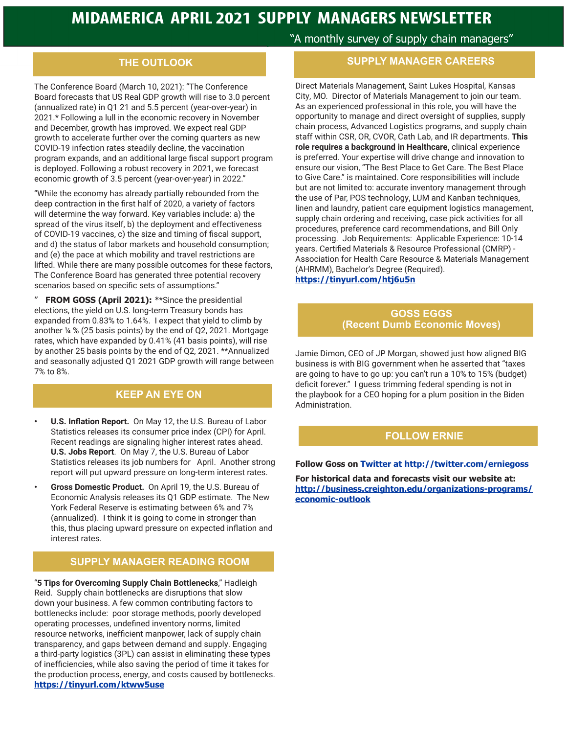# MIDAMERICA APRIL 2021 SUPPLY MANAGERS NEWSLETTER

"A monthly survey of supply chain managers"

## THE OUTLOOK

The Conference Board (March 10, 2021): "The Conference Board forecasts that US Real GDP growth will rise to 3.0 percent (annualized rate) in Q1 21 and 5.5 percent (year-over-year) in 2021.* Following a lull in the economic recovery in November and December, growth has improved. We expect real GDP growth to accelerate further over the coming quarters as new COVID-19 infection rates steadily decline, the vaccination program expands, and an additional large fiscal support program is deployed. Following a robust recovery in 2021, we forecast economic growth of 3.5 percent (year-over-year) in 2022."

"While the economy has already partially rebounded from the deep contraction in the first half of 2020, a variety of factors will determine the way forward. Key variables include: a) the spread of the virus itself, b) the deployment and effectiveness of COVID-19 vaccines, c) the size and timing of fiscal support, and d) the status of labor markets and household consumption; and (e) the pace at which mobility and travel restrictions are lifted. While there are many possible outcomes for these factors, The Conference Board has generated three potential recovery scenarios based on specific sets of assumptions."

" **FROM GOSS (April 2021):** **Since the presidential elections, the yield on U.S. long-term Treasury bonds has expanded from 0.83% to 1.64%. I expect that yield to climb by another ¼ % (25 basis points) by the end of Q2, 2021. Mortgage rates, which have expanded by 0.41% (41 basis points), will rise by another 25 basis points by the end of Q2, 2021. **Annualized and seasonally adjusted Q1 2021 GDP growth will range between 7% to 8%.

## KEEP AN EYE ON

- **U.S. Inflation Report.** On May 12, the U.S. Bureau of Labor Statistics releases its consumer price index (CPI) for April. Recent readings are signaling higher interest rates ahead. **U.S. Jobs Report**. On May 7, the U.S. Bureau of Labor Statistics releases its job numbers for April. Another strong report will put upward pressure on long-term interest rates.
- **Gross Domestic Product.** On April 19, the U.S. Bureau of Economic Analysis releases its Q1 GDP estimate. The New York Federal Reserve is estimating between 6% and 7% (annualized). I think it is going to come in stronger than this, thus placing upward pressure on expected inflation and interest rates.

## SUPPLY MANAGER READING ROOM

"**5 Tips for Overcoming Supply Chain Bottlenecks**," Hadleigh Reid. Supply chain bottlenecks are disruptions that slow down your business. A few common contributing factors to bottlenecks include: poor storage methods, poorly developed operating processes, undefined inventory norms, limited resource networks, inefficient manpower, lack of supply chain transparency, and gaps between demand and supply. Engaging a third-party logistics (3PL) can assist in eliminating these types of inefficiencies, while also saving the period of time it takes for the production process, energy, and costs caused by bottlenecks.
**https://tinyurl.com/ktww5use**

## SUPPLY MANAGER CAREERS

Direct Materials Management, Saint Lukes Hospital, Kansas City, MO. Director of Materials Management to join our team. As an experienced professional in this role, you will have the opportunity to manage and direct oversight of supplies, supply chain process, Advanced Logistics programs, and supply chain staff within CSR, OR, CVOR, Cath Lab, and IR departments. **This role requires a background in Healthcare,** clinical experience is preferred. Your expertise will drive change and innovation to ensure our vision, "The Best Place to Get Care. The Best Place to Give Care." is maintained. Core responsibilities will include but are not limited to: accurate inventory management through the use of Par, POS technology, LUM and Kanban techniques, linen and laundry, patient care equipment logistics management, supply chain ordering and receiving, case pick activities for all procedures, preference card recommendations, and Bill Only processing. Job Requirements: Applicable Experience: 10-14 years. Certified Materials & Resource Professional (CMRP) - Association for Health Care Resource & Materials Management (AHRMM), Bachelor's Degree (Required).
**https://tinyurl.com/htj6u5n**

## GOSS EGGS (Recent Dumb Economic Moves)

Jamie Dimon, CEO of JP Morgan, showed just how aligned BIG business is with BIG government when he asserted that "taxes are going to have to go up: you can't run a 10% to 15% (budget) deficit forever." I guess trimming federal spending is not in the playbook for a CEO hoping for a plum position in the Biden Administration.

## FOLLOW ERNIE

**Follow Goss on Twitter at http://twitter.com/erniegoss**

**For historical data and forecasts visit our website at:**
**http://business.creighton.edu/organizations-programs/economic-outlook**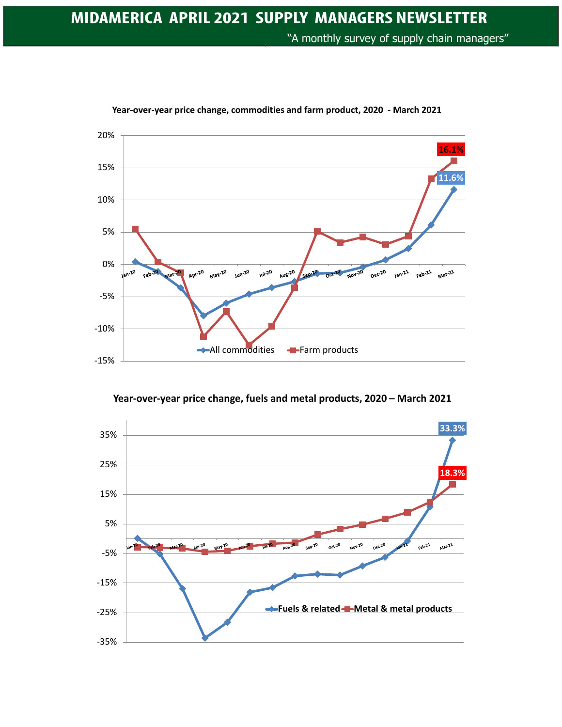# MIDAMERICA APRIL 2021 SUPPLY MANAGERS NEWSLETTER

"A monthly survey of supply chain managers"

**Year-over-year price change, commodities and farm product, 2020 - March 2021**

20%
15%
10%
5%
0%
-5%
-10%
-15%

Jan-20 Feb-20 Mar-20 Apr-20 May-20 Jun-20 Jul-20 Aug-20 Sep-20 Oct-20 Nov-20 Dec-20 Jan-21 Feb-21 Mar-21

16.1%

11.6%

All commodities
Farm products

**Year-over-year price change, fuels and metal products, 2020 – March 2021**

35%
25%
15%
5%
-5%
-15%
-25%
-35%

Jan-20 Feb-20 Mar-20 Apr-20 May-20 Jun-20 Jul-20 Aug-20 Sep-20 Oct-20 Nov-20 Dec-20 Jan-21 Feb-21 Mar-21

33.3%

18.3%

Fuels & related
Metal & metal products